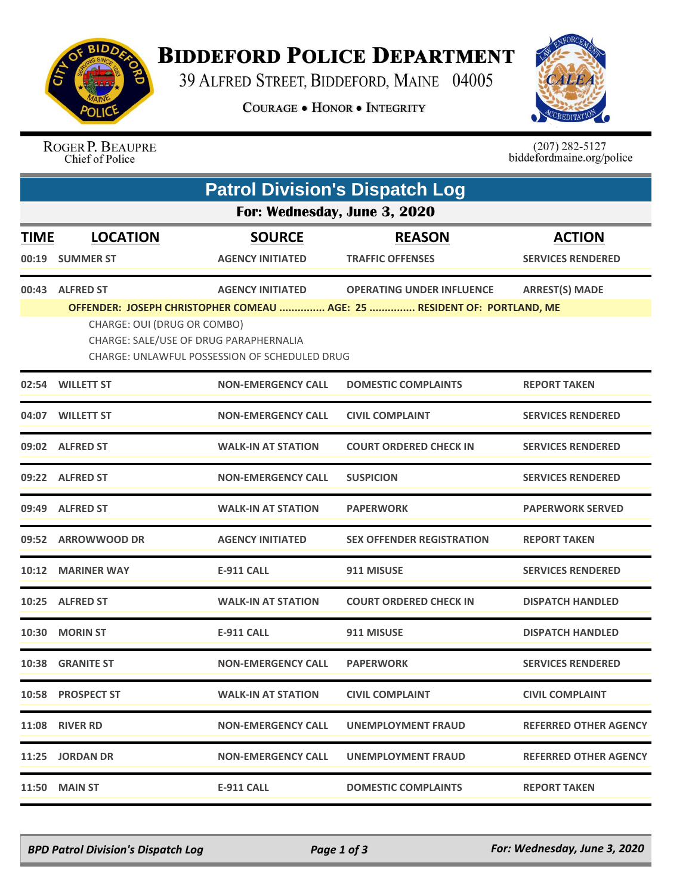# BIDDEFORD POLICE DEPARTMENT

39 ALFRED STREET, BIDDEFORD, MAINE 04005

COURAGE • HONOR • INTEGRITY

ROGER P. BEAUPRE
Chief of Police

(207) 282-5127
biddefordmaine.org/police

## Patrol Division's Dispatch Log

### For: Wednesday, June 3, 2020

| TIME | LOCATION | SOURCE | REASON | ACTION |
|---|---|---|---|---|
| 00:19 | SUMMER ST | AGENCY INITIATED | TRAFFIC OFFENSES | SERVICES RENDERED |
| 00:43 | ALFRED ST | AGENCY INITIATED | OPERATING UNDER INFLUENCE | ARREST(S) MADE |

**OFFENDER: JOSEPH CHRISTOPHER COMEAU ............... AGE: 25 ............... RESIDENT OF: PORTLAND, ME**

CHARGE: OUI (DRUG OR COMBO)
CHARGE: SALE/USE OF DRUG PARAPHERNALIA
CHARGE: UNLAWFUL POSSESSION OF SCHEDULED DRUG

| TIME | LOCATION | SOURCE | REASON | ACTION |
|---|---|---|---|---|
| 02:54 | WILLETT ST | NON-EMERGENCY CALL | DOMESTIC COMPLAINTS | REPORT TAKEN |
| 04:07 | WILLETT ST | NON-EMERGENCY CALL | CIVIL COMPLAINT | SERVICES RENDERED |
| 09:02 | ALFRED ST | WALK-IN AT STATION | COURT ORDERED CHECK IN | SERVICES RENDERED |
| 09:22 | ALFRED ST | NON-EMERGENCY CALL | SUSPICION | SERVICES RENDERED |
| 09:49 | ALFRED ST | WALK-IN AT STATION | PAPERWORK | PAPERWORK SERVED |
| 09:52 | ARROWWOOD DR | AGENCY INITIATED | SEX OFFENDER REGISTRATION | REPORT TAKEN |
| 10:12 | MARINER WAY | E-911 CALL | 911 MISUSE | SERVICES RENDERED |
| 10:25 | ALFRED ST | WALK-IN AT STATION | COURT ORDERED CHECK IN | DISPATCH HANDLED |
| 10:30 | MORIN ST | E-911 CALL | 911 MISUSE | DISPATCH HANDLED |
| 10:38 | GRANITE ST | NON-EMERGENCY CALL | PAPERWORK | SERVICES RENDERED |
| 10:58 | PROSPECT ST | WALK-IN AT STATION | CIVIL COMPLAINT | CIVIL COMPLAINT |
| 11:08 | RIVER RD | NON-EMERGENCY CALL | UNEMPLOYMENT FRAUD | REFERRED OTHER AGENCY |
| 11:25 | JORDAN DR | NON-EMERGENCY CALL | UNEMPLOYMENT FRAUD | REFERRED OTHER AGENCY |
| 11:50 | MAIN ST | E-911 CALL | DOMESTIC COMPLAINTS | REPORT TAKEN |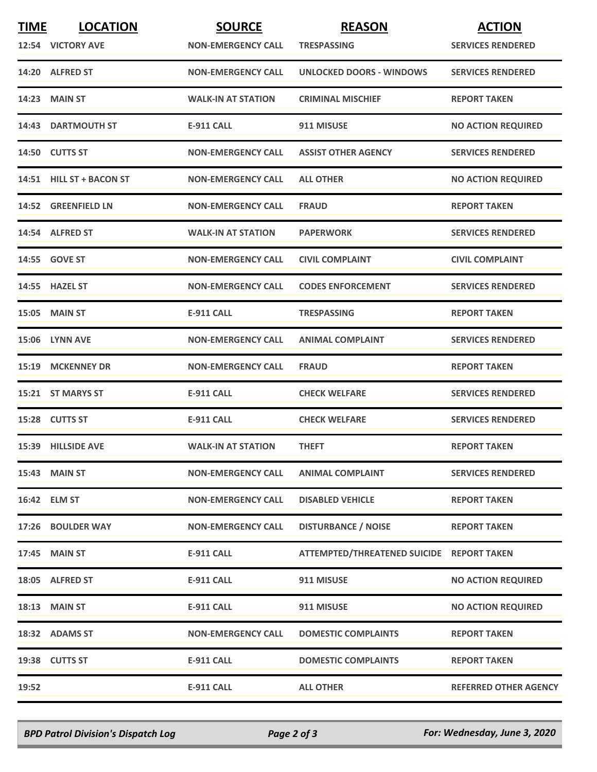| TIME | LOCATION | SOURCE | REASON | ACTION |
|---|---|---|---|---|
| 12:54 | VICTORY AVE | NON-EMERGENCY CALL | TRESPASSING | SERVICES RENDERED |
| 14:20 | ALFRED ST | NON-EMERGENCY CALL | UNLOCKED DOORS - WINDOWS | SERVICES RENDERED |
| 14:23 | MAIN ST | WALK-IN AT STATION | CRIMINAL MISCHIEF | REPORT TAKEN |
| 14:43 | DARTMOUTH ST | E-911 CALL | 911 MISUSE | NO ACTION REQUIRED |
| 14:50 | CUTTS ST | NON-EMERGENCY CALL | ASSIST OTHER AGENCY | SERVICES RENDERED |
| 14:51 | HILL ST + BACON ST | NON-EMERGENCY CALL | ALL OTHER | NO ACTION REQUIRED |
| 14:52 | GREENFIELD LN | NON-EMERGENCY CALL | FRAUD | REPORT TAKEN |
| 14:54 | ALFRED ST | WALK-IN AT STATION | PAPERWORK | SERVICES RENDERED |
| 14:55 | GOVE ST | NON-EMERGENCY CALL | CIVIL COMPLAINT | CIVIL COMPLAINT |
| 14:55 | HAZEL ST | NON-EMERGENCY CALL | CODES ENFORCEMENT | SERVICES RENDERED |
| 15:05 | MAIN ST | E-911 CALL | TRESPASSING | REPORT TAKEN |
| 15:06 | LYNN AVE | NON-EMERGENCY CALL | ANIMAL COMPLAINT | SERVICES RENDERED |
| 15:19 | MCKENNEY DR | NON-EMERGENCY CALL | FRAUD | REPORT TAKEN |
| 15:21 | ST MARYS ST | E-911 CALL | CHECK WELFARE | SERVICES RENDERED |
| 15:28 | CUTTS ST | E-911 CALL | CHECK WELFARE | SERVICES RENDERED |
| 15:39 | HILLSIDE AVE | WALK-IN AT STATION | THEFT | REPORT TAKEN |
| 15:43 | MAIN ST | NON-EMERGENCY CALL | ANIMAL COMPLAINT | SERVICES RENDERED |
| 16:42 | ELM ST | NON-EMERGENCY CALL | DISABLED VEHICLE | REPORT TAKEN |
| 17:26 | BOULDER WAY | NON-EMERGENCY CALL | DISTURBANCE / NOISE | REPORT TAKEN |
| 17:45 | MAIN ST | E-911 CALL | ATTEMPTED/THREATENED SUICIDE | REPORT TAKEN |
| 18:05 | ALFRED ST | E-911 CALL | 911 MISUSE | NO ACTION REQUIRED |
| 18:13 | MAIN ST | E-911 CALL | 911 MISUSE | NO ACTION REQUIRED |
| 18:32 | ADAMS ST | NON-EMERGENCY CALL | DOMESTIC COMPLAINTS | REPORT TAKEN |
| 19:38 | CUTTS ST | E-911 CALL | DOMESTIC COMPLAINTS | REPORT TAKEN |
| 19:52 | | E-911 CALL | ALL OTHER | REFERRED OTHER AGENCY |

*BPD Patrol Division's Dispatch Log* — *For: Wednesday, June 3, 2020*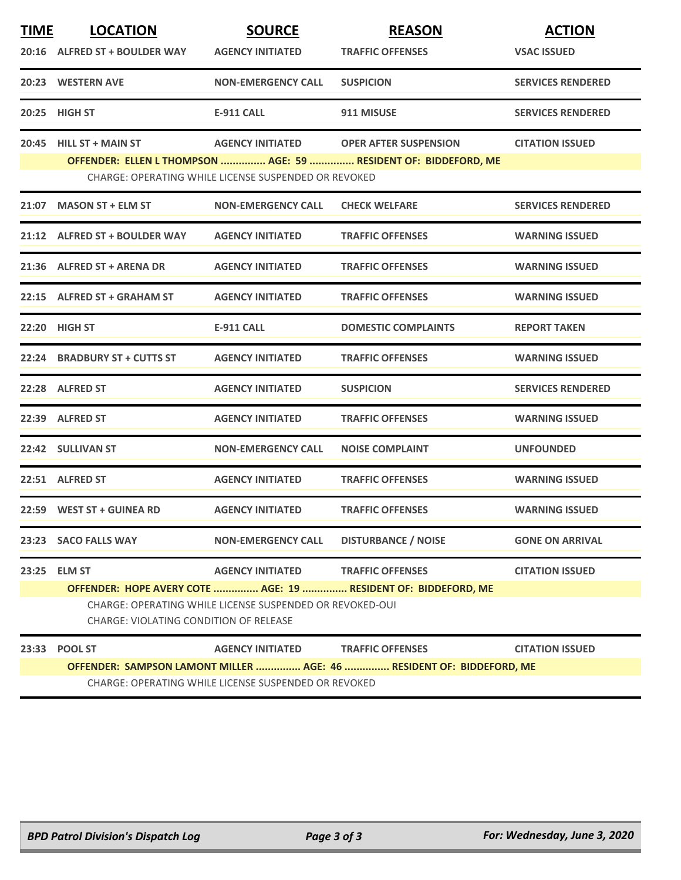| TIME | LOCATION | SOURCE | REASON | ACTION |
|---|---|---|---|---|
| 20:16 | ALFRED ST + BOULDER WAY | AGENCY INITIATED | TRAFFIC OFFENSES | VSAC ISSUED |
| 20:23 | WESTERN AVE | NON-EMERGENCY CALL | SUSPICION | SERVICES RENDERED |
| 20:25 | HIGH ST | E-911 CALL | 911 MISUSE | SERVICES RENDERED |
| 20:45 | HILL ST + MAIN ST | AGENCY INITIATED | OPER AFTER SUSPENSION | CITATION ISSUED |
| | **OFFENDER: ELLEN L THOMPSON ............... AGE: 59 ............... RESIDENT OF: BIDDEFORD, ME** | | | |
| | CHARGE: OPERATING WHILE LICENSE SUSPENDED OR REVOKED | | | |
| 21:07 | MASON ST + ELM ST | NON-EMERGENCY CALL | CHECK WELFARE | SERVICES RENDERED |
| 21:12 | ALFRED ST + BOULDER WAY | AGENCY INITIATED | TRAFFIC OFFENSES | WARNING ISSUED |
| 21:36 | ALFRED ST + ARENA DR | AGENCY INITIATED | TRAFFIC OFFENSES | WARNING ISSUED |
| 22:15 | ALFRED ST + GRAHAM ST | AGENCY INITIATED | TRAFFIC OFFENSES | WARNING ISSUED |
| 22:20 | HIGH ST | E-911 CALL | DOMESTIC COMPLAINTS | REPORT TAKEN |
| 22:24 | BRADBURY ST + CUTTS ST | AGENCY INITIATED | TRAFFIC OFFENSES | WARNING ISSUED |
| 22:28 | ALFRED ST | AGENCY INITIATED | SUSPICION | SERVICES RENDERED |
| 22:39 | ALFRED ST | AGENCY INITIATED | TRAFFIC OFFENSES | WARNING ISSUED |
| 22:42 | SULLIVAN ST | NON-EMERGENCY CALL | NOISE COMPLAINT | UNFOUNDED |
| 22:51 | ALFRED ST | AGENCY INITIATED | TRAFFIC OFFENSES | WARNING ISSUED |
| 22:59 | WEST ST + GUINEA RD | AGENCY INITIATED | TRAFFIC OFFENSES | WARNING ISSUED |
| 23:23 | SACO FALLS WAY | NON-EMERGENCY CALL | DISTURBANCE / NOISE | GONE ON ARRIVAL |
| 23:25 | ELM ST | AGENCY INITIATED | TRAFFIC OFFENSES | CITATION ISSUED |
| | **OFFENDER: HOPE AVERY COTE ............... AGE: 19 ............... RESIDENT OF: BIDDEFORD, ME** | | | |
| | CHARGE: OPERATING WHILE LICENSE SUSPENDED OR REVOKED-OUI | | | |
| | CHARGE: VIOLATING CONDITION OF RELEASE | | | |
| 23:33 | POOL ST | AGENCY INITIATED | TRAFFIC OFFENSES | CITATION ISSUED |
| | **OFFENDER: SAMPSON LAMONT MILLER ............... AGE: 46 ............... RESIDENT OF: BIDDEFORD, ME** | | | |
| | CHARGE: OPERATING WHILE LICENSE SUSPENDED OR REVOKED | | | |